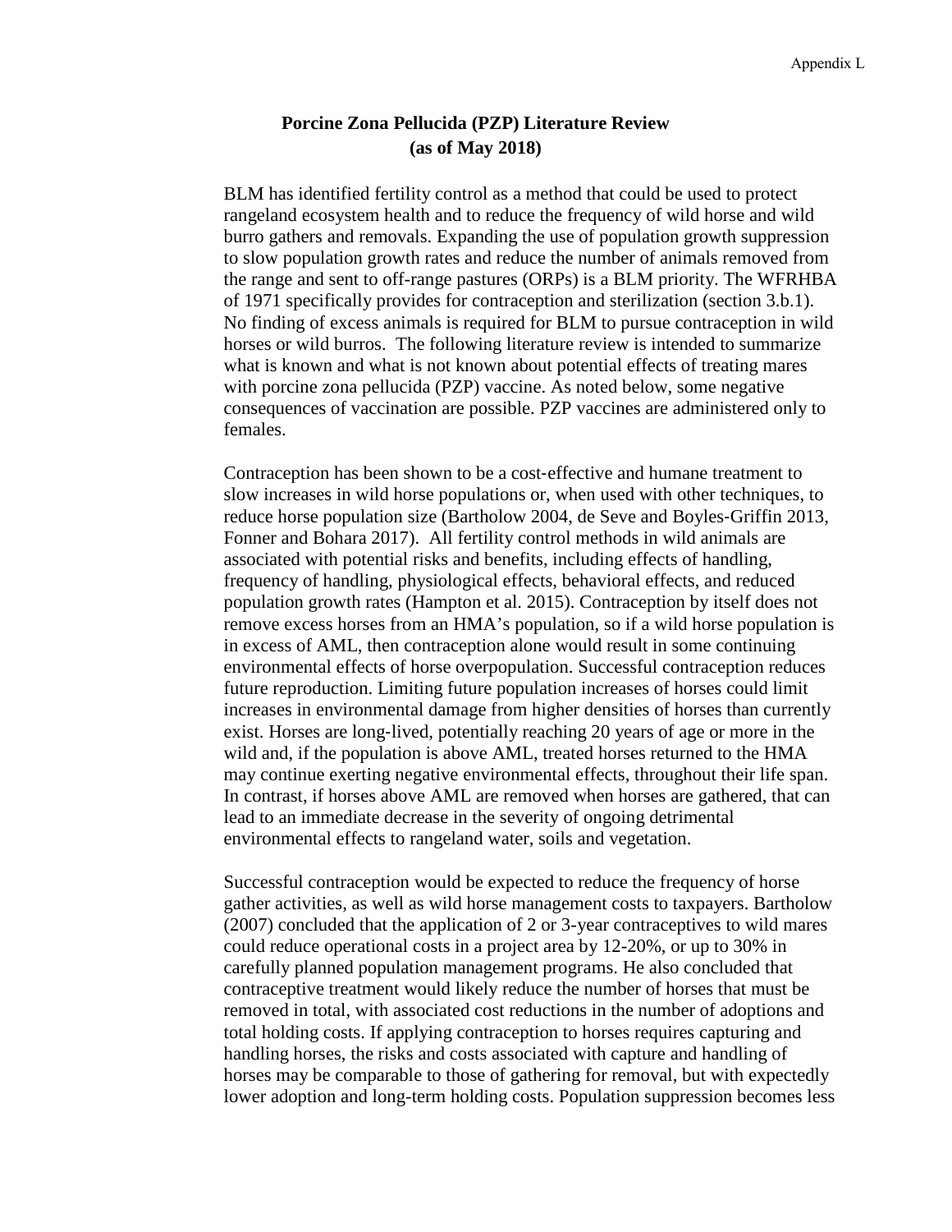# Porcine Zona Pellucida (PZP) Literature Review (as of May 2018)

BLM has identified fertility control as a method that could be used to protect rangeland ecosystem health and to reduce the frequency of wild horse and wild burro gathers and removals. Expanding the use of population growth suppression to slow population growth rates and reduce the number of animals removed from the range and sent to off-range pastures (ORPs) is a BLM priority. The WFRHBA of 1971 specifically provides for contraception and sterilization (section 3.b.1). No finding of excess animals is required for BLM to pursue contraception in wild horses or wild burros. The following literature review is intended to summarize what is known and what is not known about potential effects of treating mares with porcine zona pellucida (PZP) vaccine. As noted below, some negative consequences of vaccination are possible. PZP vaccines are administered only to females.

Contraception has been shown to be a cost-effective and humane treatment to slow increases in wild horse populations or, when used with other techniques, to reduce horse population size (Bartholow 2004, de Seve and Boyles-Griffin 2013, Fonner and Bohara 2017). All fertility control methods in wild animals are associated with potential risks and benefits, including effects of handling, frequency of handling, physiological effects, behavioral effects, and reduced population growth rates (Hampton et al. 2015). Contraception by itself does not remove excess horses from an HMA's population, so if a wild horse population is in excess of AML, then contraception alone would result in some continuing environmental effects of horse overpopulation. Successful contraception reduces future reproduction. Limiting future population increases of horses could limit increases in environmental damage from higher densities of horses than currently exist. Horses are long-lived, potentially reaching 20 years of age or more in the wild and, if the population is above AML, treated horses returned to the HMA may continue exerting negative environmental effects, throughout their life span. In contrast, if horses above AML are removed when horses are gathered, that can lead to an immediate decrease in the severity of ongoing detrimental environmental effects to rangeland water, soils and vegetation.

Successful contraception would be expected to reduce the frequency of horse gather activities, as well as wild horse management costs to taxpayers. Bartholow (2007) concluded that the application of 2 or 3-year contraceptives to wild mares could reduce operational costs in a project area by 12-20%, or up to 30% in carefully planned population management programs. He also concluded that contraceptive treatment would likely reduce the number of horses that must be removed in total, with associated cost reductions in the number of adoptions and total holding costs. If applying contraception to horses requires capturing and handling horses, the risks and costs associated with capture and handling of horses may be comparable to those of gathering for removal, but with expectedly lower adoption and long-term holding costs. Population suppression becomes less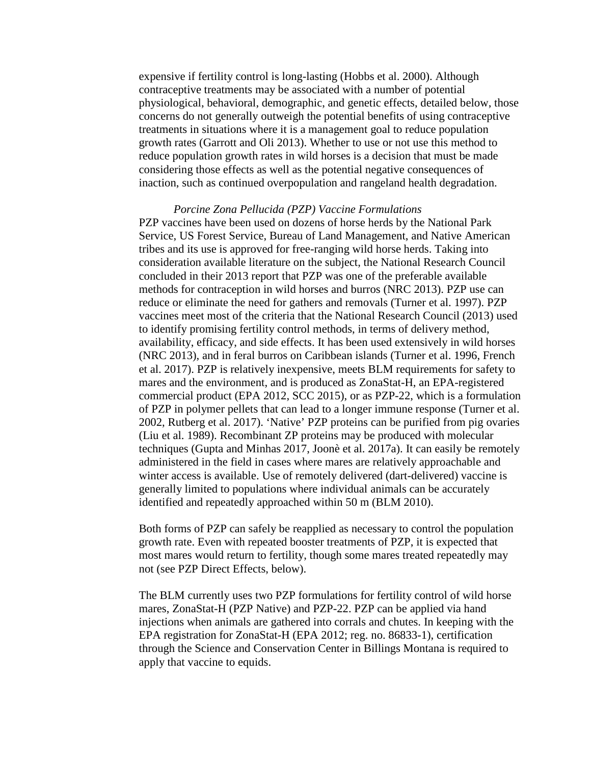expensive if fertility control is long-lasting (Hobbs et al. 2000). Although contraceptive treatments may be associated with a number of potential physiological, behavioral, demographic, and genetic effects, detailed below, those concerns do not generally outweigh the potential benefits of using contraceptive treatments in situations where it is a management goal to reduce population growth rates (Garrott and Oli 2013). Whether to use or not use this method to reduce population growth rates in wild horses is a decision that must be made considering those effects as well as the potential negative consequences of inaction, such as continued overpopulation and rangeland health degradation.

*Porcine Zona Pellucida (PZP) Vaccine Formulations*

PZP vaccines have been used on dozens of horse herds by the National Park Service, US Forest Service, Bureau of Land Management, and Native American tribes and its use is approved for free-ranging wild horse herds. Taking into consideration available literature on the subject, the National Research Council concluded in their 2013 report that PZP was one of the preferable available methods for contraception in wild horses and burros (NRC 2013). PZP use can reduce or eliminate the need for gathers and removals (Turner et al. 1997). PZP vaccines meet most of the criteria that the National Research Council (2013) used to identify promising fertility control methods, in terms of delivery method, availability, efficacy, and side effects. It has been used extensively in wild horses (NRC 2013), and in feral burros on Caribbean islands (Turner et al. 1996, French et al. 2017). PZP is relatively inexpensive, meets BLM requirements for safety to mares and the environment, and is produced as ZonaStat-H, an EPA-registered commercial product (EPA 2012, SCC 2015), or as PZP-22, which is a formulation of PZP in polymer pellets that can lead to a longer immune response (Turner et al. 2002, Rutberg et al. 2017). 'Native' PZP proteins can be purified from pig ovaries (Liu et al. 1989). Recombinant ZP proteins may be produced with molecular techniques (Gupta and Minhas 2017, Joonè et al. 2017a). It can easily be remotely administered in the field in cases where mares are relatively approachable and winter access is available. Use of remotely delivered (dart-delivered) vaccine is generally limited to populations where individual animals can be accurately identified and repeatedly approached within 50 m (BLM 2010).

Both forms of PZP can safely be reapplied as necessary to control the population growth rate. Even with repeated booster treatments of PZP, it is expected that most mares would return to fertility, though some mares treated repeatedly may not (see PZP Direct Effects, below).

The BLM currently uses two PZP formulations for fertility control of wild horse mares, ZonaStat-H (PZP Native) and PZP-22. PZP can be applied via hand injections when animals are gathered into corrals and chutes. In keeping with the EPA registration for ZonaStat-H (EPA 2012; reg. no. 86833-1), certification through the Science and Conservation Center in Billings Montana is required to apply that vaccine to equids.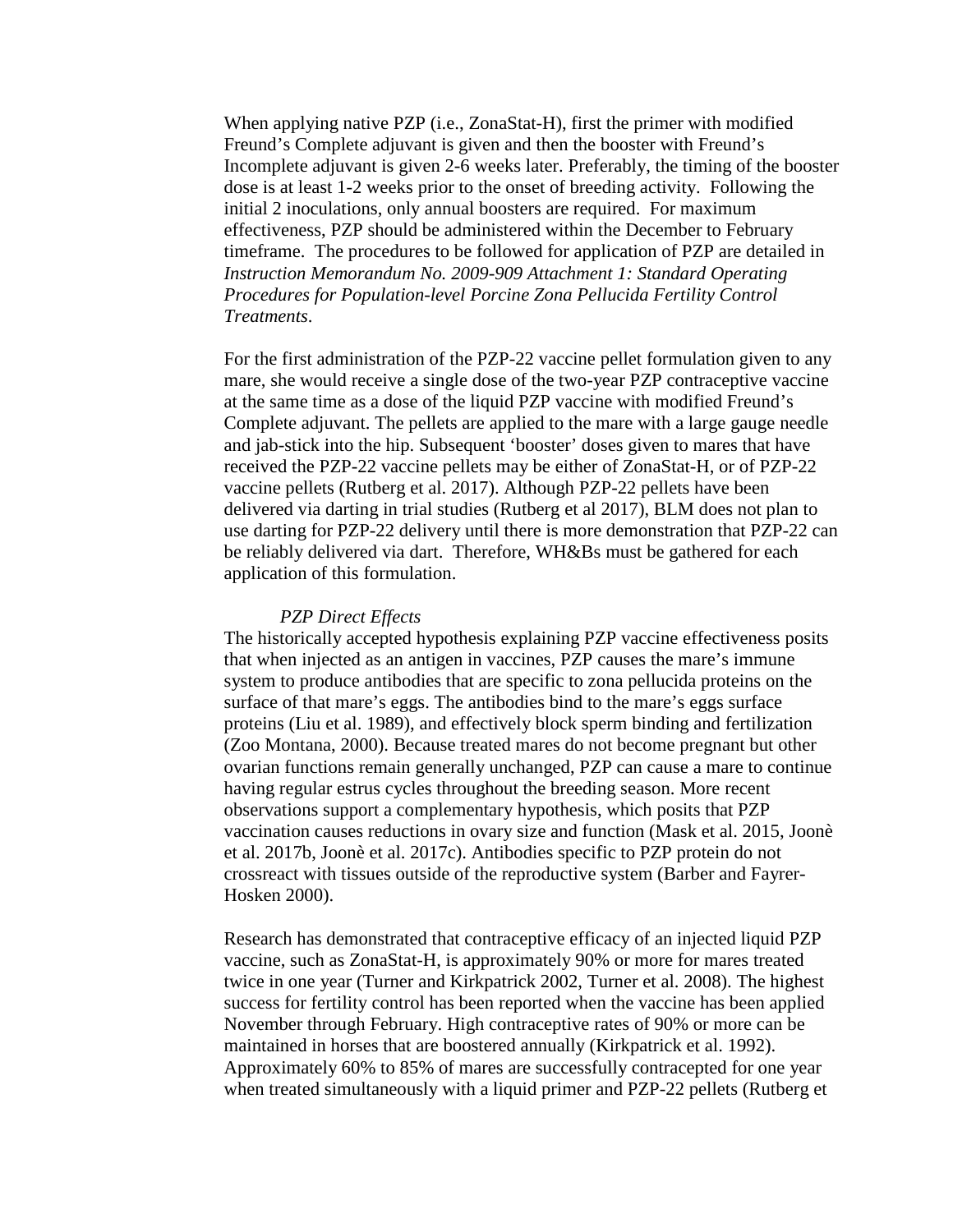When applying native PZP (i.e., ZonaStat-H), first the primer with modified Freund's Complete adjuvant is given and then the booster with Freund's Incomplete adjuvant is given 2-6 weeks later. Preferably, the timing of the booster dose is at least 1-2 weeks prior to the onset of breeding activity. Following the initial 2 inoculations, only annual boosters are required. For maximum effectiveness, PZP should be administered within the December to February timeframe. The procedures to be followed for application of PZP are detailed in *Instruction Memorandum No. 2009-909 Attachment 1: Standard Operating Procedures for Population-level Porcine Zona Pellucida Fertility Control Treatments*.

For the first administration of the PZP-22 vaccine pellet formulation given to any mare, she would receive a single dose of the two-year PZP contraceptive vaccine at the same time as a dose of the liquid PZP vaccine with modified Freund's Complete adjuvant. The pellets are applied to the mare with a large gauge needle and jab-stick into the hip. Subsequent 'booster' doses given to mares that have received the PZP-22 vaccine pellets may be either of ZonaStat-H, or of PZP-22 vaccine pellets (Rutberg et al. 2017). Although PZP-22 pellets have been delivered via darting in trial studies (Rutberg et al 2017), BLM does not plan to use darting for PZP-22 delivery until there is more demonstration that PZP-22 can be reliably delivered via dart. Therefore, WH&Bs must be gathered for each application of this formulation.

*PZP Direct Effects*

The historically accepted hypothesis explaining PZP vaccine effectiveness posits that when injected as an antigen in vaccines, PZP causes the mare's immune system to produce antibodies that are specific to zona pellucida proteins on the surface of that mare's eggs. The antibodies bind to the mare's eggs surface proteins (Liu et al. 1989), and effectively block sperm binding and fertilization (Zoo Montana, 2000). Because treated mares do not become pregnant but other ovarian functions remain generally unchanged, PZP can cause a mare to continue having regular estrus cycles throughout the breeding season. More recent observations support a complementary hypothesis, which posits that PZP vaccination causes reductions in ovary size and function (Mask et al. 2015, Joonè et al. 2017b, Joonè et al. 2017c). Antibodies specific to PZP protein do not crossreact with tissues outside of the reproductive system (Barber and Fayrer-Hosken 2000).

Research has demonstrated that contraceptive efficacy of an injected liquid PZP vaccine, such as ZonaStat-H, is approximately 90% or more for mares treated twice in one year (Turner and Kirkpatrick 2002, Turner et al. 2008). The highest success for fertility control has been reported when the vaccine has been applied November through February. High contraceptive rates of 90% or more can be maintained in horses that are boostered annually (Kirkpatrick et al. 1992). Approximately 60% to 85% of mares are successfully contracepted for one year when treated simultaneously with a liquid primer and PZP-22 pellets (Rutberg et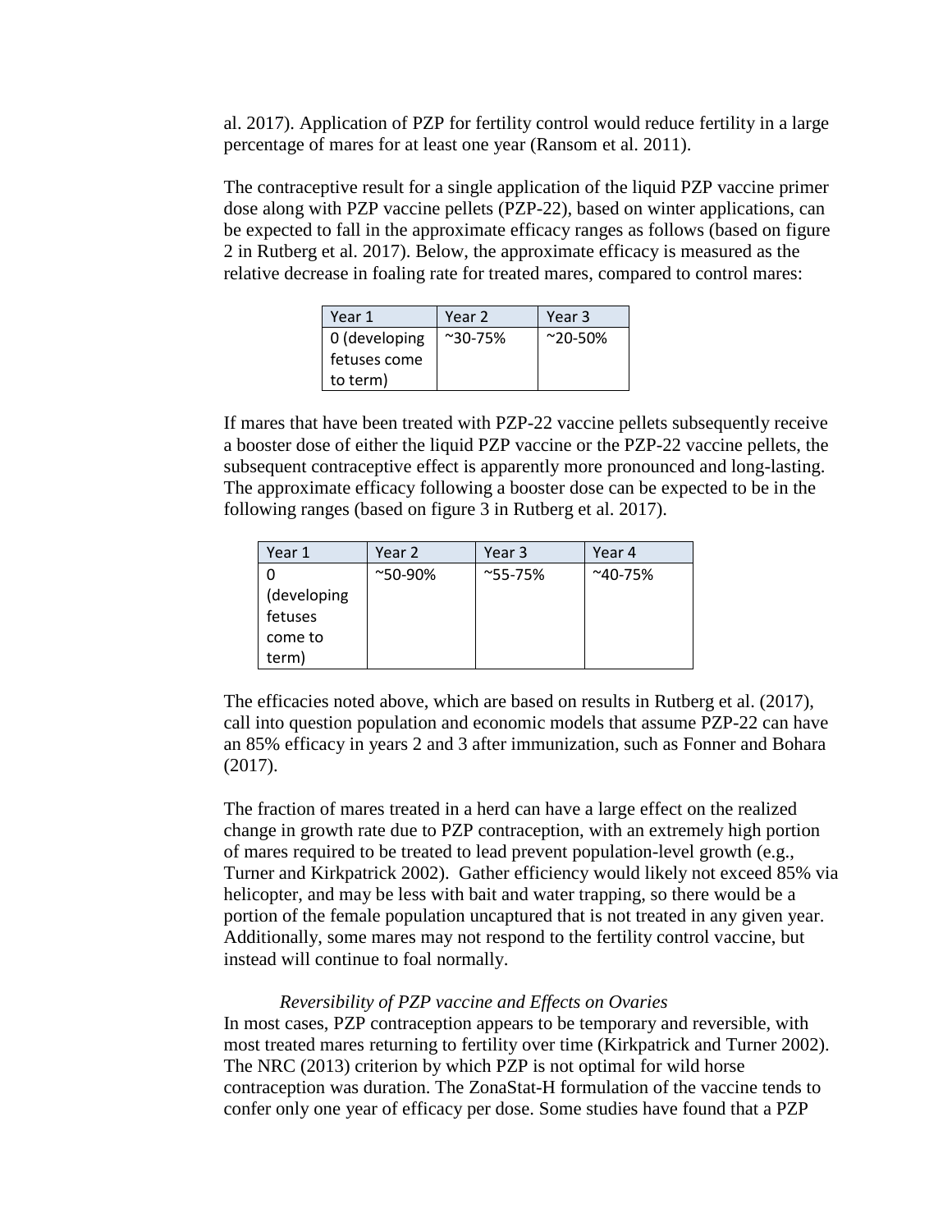al. 2017). Application of PZP for fertility control would reduce fertility in a large percentage of mares for at least one year (Ransom et al. 2011).

The contraceptive result for a single application of the liquid PZP vaccine primer dose along with PZP vaccine pellets (PZP-22), based on winter applications, can be expected to fall in the approximate efficacy ranges as follows (based on figure 2 in Rutberg et al. 2017). Below, the approximate efficacy is measured as the relative decrease in foaling rate for treated mares, compared to control mares:

| Year 1 | Year 2 | Year 3 |
|---|---|---|
| 0 (developing fetuses come to term) | ~30-75% | ~20-50% |

If mares that have been treated with PZP-22 vaccine pellets subsequently receive a booster dose of either the liquid PZP vaccine or the PZP-22 vaccine pellets, the subsequent contraceptive effect is apparently more pronounced and long-lasting. The approximate efficacy following a booster dose can be expected to be in the following ranges (based on figure 3 in Rutberg et al. 2017).

| Year 1 | Year 2 | Year 3 | Year 4 |
|---|---|---|---|
| 0 (developing fetuses come to term) | ~50-90% | ~55-75% | ~40-75% |

The efficacies noted above, which are based on results in Rutberg et al. (2017), call into question population and economic models that assume PZP-22 can have an 85% efficacy in years 2 and 3 after immunization, such as Fonner and Bohara (2017).

The fraction of mares treated in a herd can have a large effect on the realized change in growth rate due to PZP contraception, with an extremely high portion of mares required to be treated to lead prevent population-level growth (e.g., Turner and Kirkpatrick 2002). Gather efficiency would likely not exceed 85% via helicopter, and may be less with bait and water trapping, so there would be a portion of the female population uncaptured that is not treated in any given year. Additionally, some mares may not respond to the fertility control vaccine, but instead will continue to foal normally.

*Reversibility of PZP vaccine and Effects on Ovaries*

In most cases, PZP contraception appears to be temporary and reversible, with most treated mares returning to fertility over time (Kirkpatrick and Turner 2002). The NRC (2013) criterion by which PZP is not optimal for wild horse contraception was duration. The ZonaStat-H formulation of the vaccine tends to confer only one year of efficacy per dose. Some studies have found that a PZP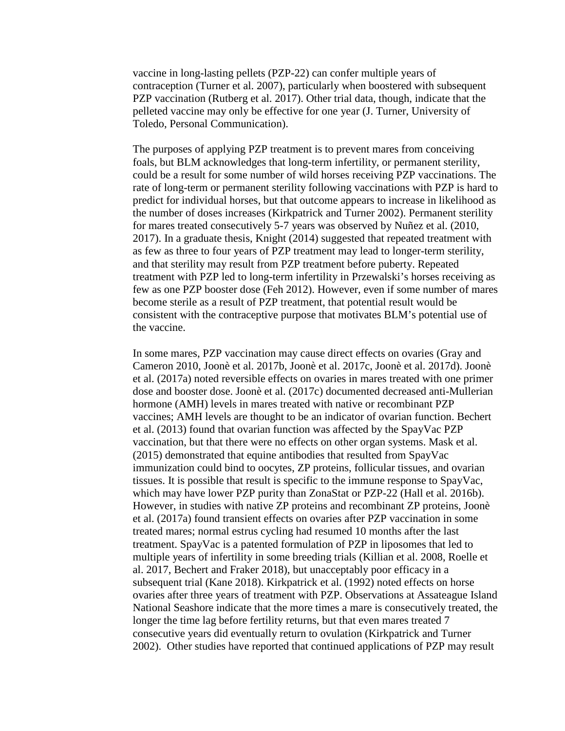vaccine in long-lasting pellets (PZP-22) can confer multiple years of contraception (Turner et al. 2007), particularly when boostered with subsequent PZP vaccination (Rutberg et al. 2017). Other trial data, though, indicate that the pelleted vaccine may only be effective for one year (J. Turner, University of Toledo, Personal Communication).

The purposes of applying PZP treatment is to prevent mares from conceiving foals, but BLM acknowledges that long-term infertility, or permanent sterility, could be a result for some number of wild horses receiving PZP vaccinations. The rate of long-term or permanent sterility following vaccinations with PZP is hard to predict for individual horses, but that outcome appears to increase in likelihood as the number of doses increases (Kirkpatrick and Turner 2002). Permanent sterility for mares treated consecutively 5-7 years was observed by Nuñez et al. (2010, 2017). In a graduate thesis, Knight (2014) suggested that repeated treatment with as few as three to four years of PZP treatment may lead to longer-term sterility, and that sterility may result from PZP treatment before puberty. Repeated treatment with PZP led to long-term infertility in Przewalski's horses receiving as few as one PZP booster dose (Feh 2012). However, even if some number of mares become sterile as a result of PZP treatment, that potential result would be consistent with the contraceptive purpose that motivates BLM's potential use of the vaccine.

In some mares, PZP vaccination may cause direct effects on ovaries (Gray and Cameron 2010, Joonè et al. 2017b, Joonè et al. 2017c, Joonè et al. 2017d). Joonè et al. (2017a) noted reversible effects on ovaries in mares treated with one primer dose and booster dose. Joonè et al. (2017c) documented decreased anti-Mullerian hormone (AMH) levels in mares treated with native or recombinant PZP vaccines; AMH levels are thought to be an indicator of ovarian function. Bechert et al. (2013) found that ovarian function was affected by the SpayVac PZP vaccination, but that there were no effects on other organ systems. Mask et al. (2015) demonstrated that equine antibodies that resulted from SpayVac immunization could bind to oocytes, ZP proteins, follicular tissues, and ovarian tissues. It is possible that result is specific to the immune response to SpayVac, which may have lower PZP purity than ZonaStat or PZP-22 (Hall et al. 2016b). However, in studies with native ZP proteins and recombinant ZP proteins, Joonè et al. (2017a) found transient effects on ovaries after PZP vaccination in some treated mares; normal estrus cycling had resumed 10 months after the last treatment. SpayVac is a patented formulation of PZP in liposomes that led to multiple years of infertility in some breeding trials (Killian et al. 2008, Roelle et al. 2017, Bechert and Fraker 2018), but unacceptably poor efficacy in a subsequent trial (Kane 2018). Kirkpatrick et al. (1992) noted effects on horse ovaries after three years of treatment with PZP. Observations at Assateague Island National Seashore indicate that the more times a mare is consecutively treated, the longer the time lag before fertility returns, but that even mares treated 7 consecutive years did eventually return to ovulation (Kirkpatrick and Turner 2002). Other studies have reported that continued applications of PZP may result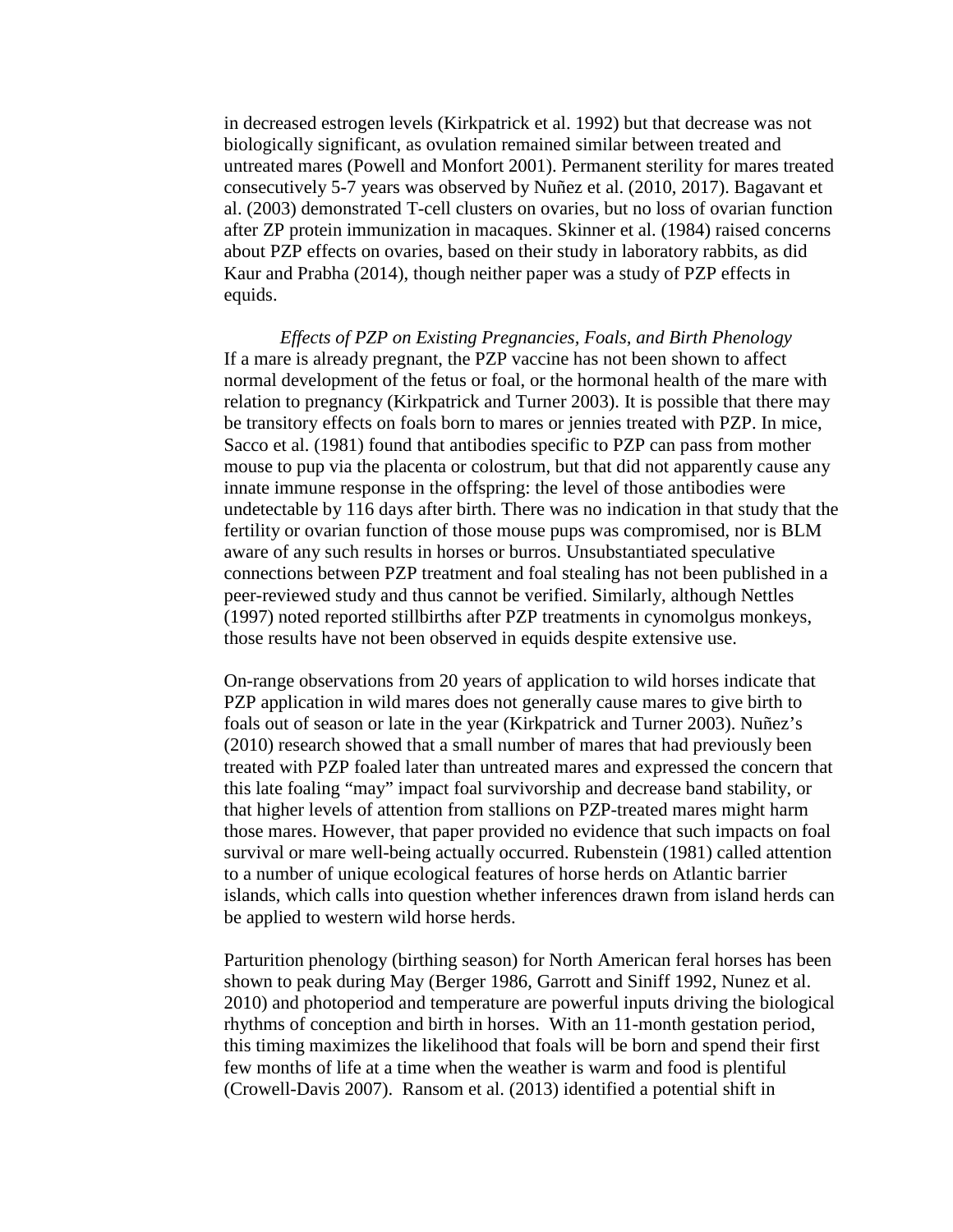in decreased estrogen levels (Kirkpatrick et al. 1992) but that decrease was not biologically significant, as ovulation remained similar between treated and untreated mares (Powell and Monfort 2001). Permanent sterility for mares treated consecutively 5-7 years was observed by Nuñez et al. (2010, 2017). Bagavant et al. (2003) demonstrated T-cell clusters on ovaries, but no loss of ovarian function after ZP protein immunization in macaques. Skinner et al. (1984) raised concerns about PZP effects on ovaries, based on their study in laboratory rabbits, as did Kaur and Prabha (2014), though neither paper was a study of PZP effects in equids.

*Effects of PZP on Existing Pregnancies, Foals, and Birth Phenology*

If a mare is already pregnant, the PZP vaccine has not been shown to affect normal development of the fetus or foal, or the hormonal health of the mare with relation to pregnancy (Kirkpatrick and Turner 2003). It is possible that there may be transitory effects on foals born to mares or jennies treated with PZP. In mice, Sacco et al. (1981) found that antibodies specific to PZP can pass from mother mouse to pup via the placenta or colostrum, but that did not apparently cause any innate immune response in the offspring: the level of those antibodies were undetectable by 116 days after birth. There was no indication in that study that the fertility or ovarian function of those mouse pups was compromised, nor is BLM aware of any such results in horses or burros. Unsubstantiated speculative connections between PZP treatment and foal stealing has not been published in a peer-reviewed study and thus cannot be verified. Similarly, although Nettles (1997) noted reported stillbirths after PZP treatments in cynomolgus monkeys, those results have not been observed in equids despite extensive use.

On-range observations from 20 years of application to wild horses indicate that PZP application in wild mares does not generally cause mares to give birth to foals out of season or late in the year (Kirkpatrick and Turner 2003). Nuñez's (2010) research showed that a small number of mares that had previously been treated with PZP foaled later than untreated mares and expressed the concern that this late foaling "may" impact foal survivorship and decrease band stability, or that higher levels of attention from stallions on PZP-treated mares might harm those mares. However, that paper provided no evidence that such impacts on foal survival or mare well-being actually occurred. Rubenstein (1981) called attention to a number of unique ecological features of horse herds on Atlantic barrier islands, which calls into question whether inferences drawn from island herds can be applied to western wild horse herds.

Parturition phenology (birthing season) for North American feral horses has been shown to peak during May (Berger 1986, Garrott and Siniff 1992, Nunez et al. 2010) and photoperiod and temperature are powerful inputs driving the biological rhythms of conception and birth in horses. With an 11-month gestation period, this timing maximizes the likelihood that foals will be born and spend their first few months of life at a time when the weather is warm and food is plentiful (Crowell-Davis 2007). Ransom et al. (2013) identified a potential shift in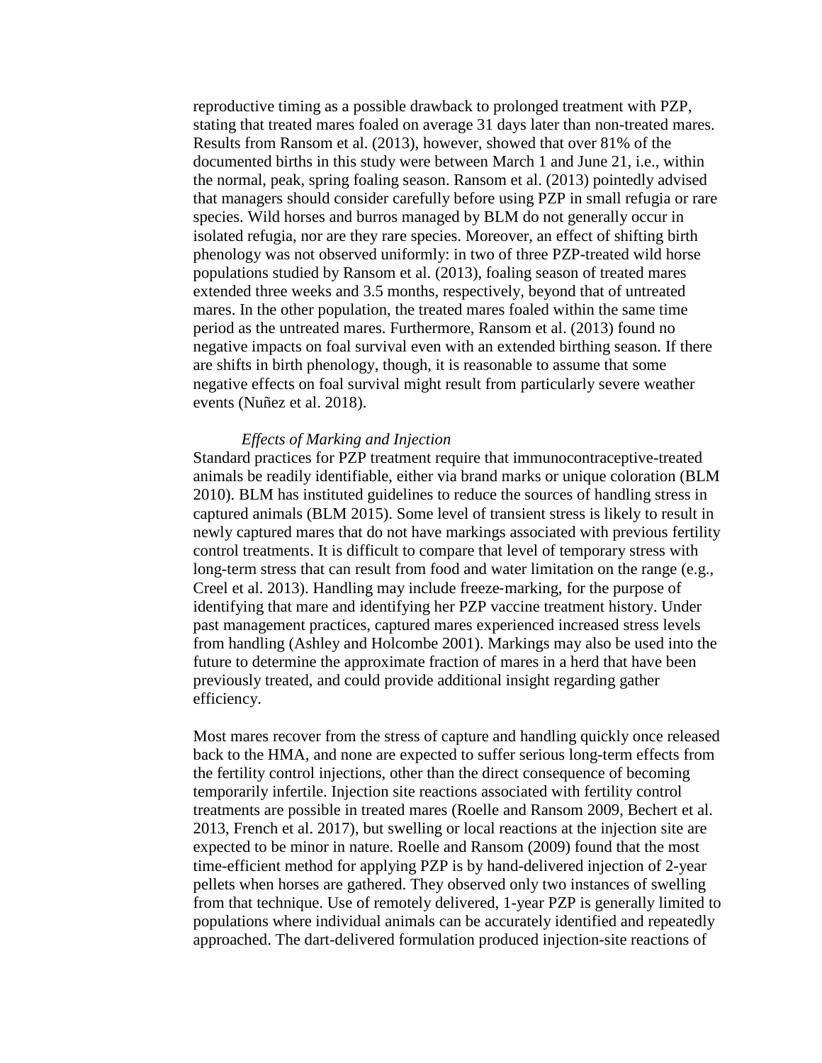reproductive timing as a possible drawback to prolonged treatment with PZP, stating that treated mares foaled on average 31 days later than non-treated mares. Results from Ransom et al. (2013), however, showed that over 81% of the documented births in this study were between March 1 and June 21, i.e., within the normal, peak, spring foaling season. Ransom et al. (2013) pointedly advised that managers should consider carefully before using PZP in small refugia or rare species. Wild horses and burros managed by BLM do not generally occur in isolated refugia, nor are they rare species. Moreover, an effect of shifting birth phenology was not observed uniformly: in two of three PZP-treated wild horse populations studied by Ransom et al. (2013), foaling season of treated mares extended three weeks and 3.5 months, respectively, beyond that of untreated mares. In the other population, the treated mares foaled within the same time period as the untreated mares. Furthermore, Ransom et al. (2013) found no negative impacts on foal survival even with an extended birthing season. If there are shifts in birth phenology, though, it is reasonable to assume that some negative effects on foal survival might result from particularly severe weather events (Nuñez et al. 2018).

*Effects of Marking and Injection*

Standard practices for PZP treatment require that immunocontraceptive-treated animals be readily identifiable, either via brand marks or unique coloration (BLM 2010). BLM has instituted guidelines to reduce the sources of handling stress in captured animals (BLM 2015). Some level of transient stress is likely to result in newly captured mares that do not have markings associated with previous fertility control treatments. It is difficult to compare that level of temporary stress with long-term stress that can result from food and water limitation on the range (e.g., Creel et al. 2013). Handling may include freeze-marking, for the purpose of identifying that mare and identifying her PZP vaccine treatment history. Under past management practices, captured mares experienced increased stress levels from handling (Ashley and Holcombe 2001). Markings may also be used into the future to determine the approximate fraction of mares in a herd that have been previously treated, and could provide additional insight regarding gather efficiency.

Most mares recover from the stress of capture and handling quickly once released back to the HMA, and none are expected to suffer serious long-term effects from the fertility control injections, other than the direct consequence of becoming temporarily infertile. Injection site reactions associated with fertility control treatments are possible in treated mares (Roelle and Ransom 2009, Bechert et al. 2013, French et al. 2017), but swelling or local reactions at the injection site are expected to be minor in nature. Roelle and Ransom (2009) found that the most time-efficient method for applying PZP is by hand-delivered injection of 2-year pellets when horses are gathered. They observed only two instances of swelling from that technique. Use of remotely delivered, 1-year PZP is generally limited to populations where individual animals can be accurately identified and repeatedly approached. The dart-delivered formulation produced injection-site reactions of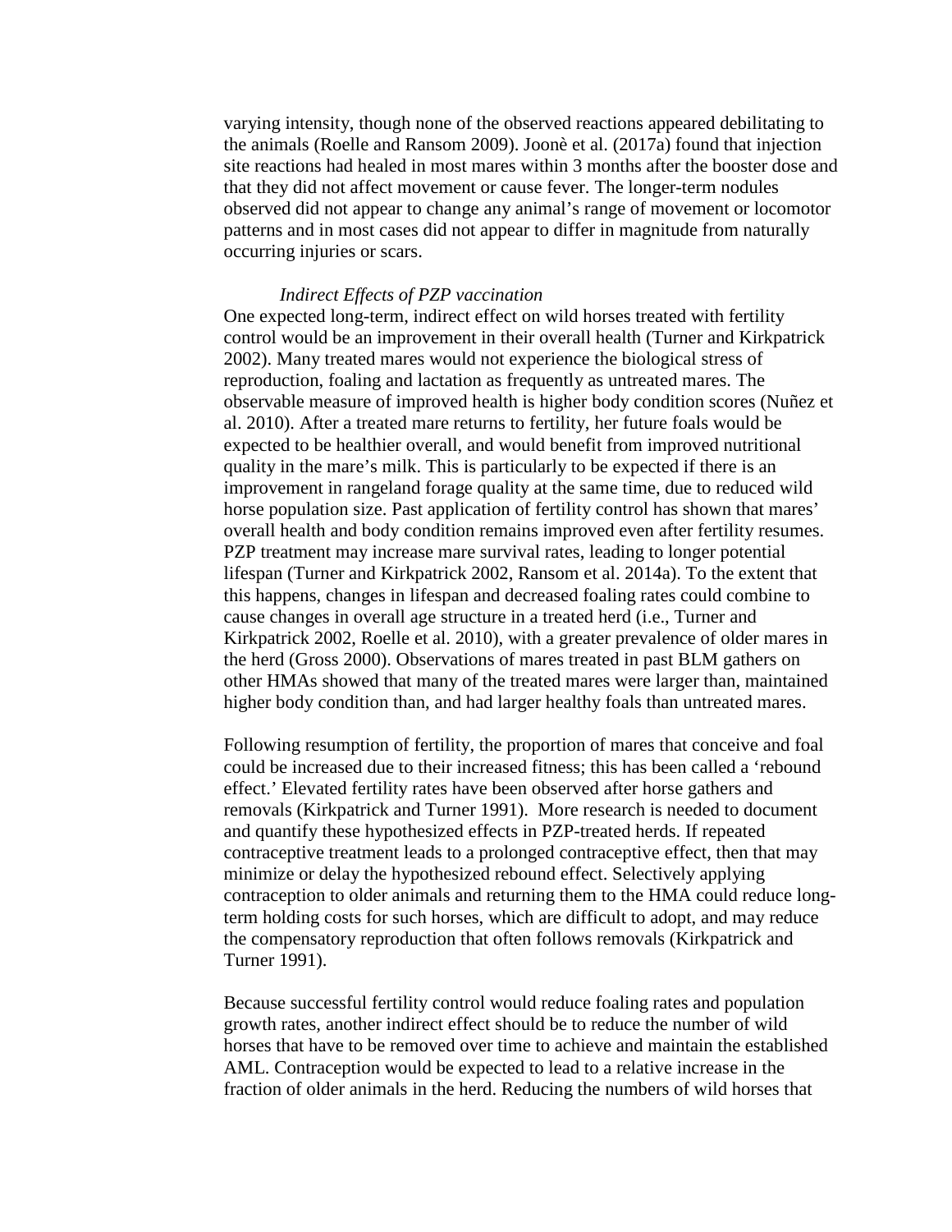varying intensity, though none of the observed reactions appeared debilitating to the animals (Roelle and Ransom 2009). Joonè et al. (2017a) found that injection site reactions had healed in most mares within 3 months after the booster dose and that they did not affect movement or cause fever. The longer-term nodules observed did not appear to change any animal's range of movement or locomotor patterns and in most cases did not appear to differ in magnitude from naturally occurring injuries or scars.

*Indirect Effects of PZP vaccination*

One expected long-term, indirect effect on wild horses treated with fertility control would be an improvement in their overall health (Turner and Kirkpatrick 2002). Many treated mares would not experience the biological stress of reproduction, foaling and lactation as frequently as untreated mares. The observable measure of improved health is higher body condition scores (Nuñez et al. 2010). After a treated mare returns to fertility, her future foals would be expected to be healthier overall, and would benefit from improved nutritional quality in the mare's milk. This is particularly to be expected if there is an improvement in rangeland forage quality at the same time, due to reduced wild horse population size. Past application of fertility control has shown that mares' overall health and body condition remains improved even after fertility resumes. PZP treatment may increase mare survival rates, leading to longer potential lifespan (Turner and Kirkpatrick 2002, Ransom et al. 2014a). To the extent that this happens, changes in lifespan and decreased foaling rates could combine to cause changes in overall age structure in a treated herd (i.e., Turner and Kirkpatrick 2002, Roelle et al. 2010), with a greater prevalence of older mares in the herd (Gross 2000). Observations of mares treated in past BLM gathers on other HMAs showed that many of the treated mares were larger than, maintained higher body condition than, and had larger healthy foals than untreated mares.

Following resumption of fertility, the proportion of mares that conceive and foal could be increased due to their increased fitness; this has been called a 'rebound effect.' Elevated fertility rates have been observed after horse gathers and removals (Kirkpatrick and Turner 1991). More research is needed to document and quantify these hypothesized effects in PZP-treated herds. If repeated contraceptive treatment leads to a prolonged contraceptive effect, then that may minimize or delay the hypothesized rebound effect. Selectively applying contraception to older animals and returning them to the HMA could reduce long-term holding costs for such horses, which are difficult to adopt, and may reduce the compensatory reproduction that often follows removals (Kirkpatrick and Turner 1991).

Because successful fertility control would reduce foaling rates and population growth rates, another indirect effect should be to reduce the number of wild horses that have to be removed over time to achieve and maintain the established AML. Contraception would be expected to lead to a relative increase in the fraction of older animals in the herd. Reducing the numbers of wild horses that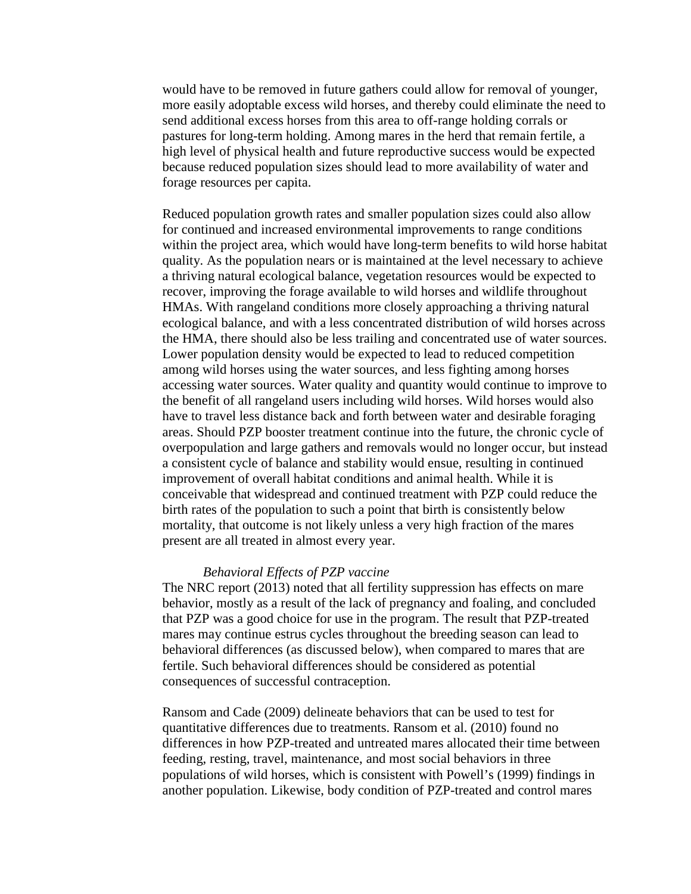would have to be removed in future gathers could allow for removal of younger, more easily adoptable excess wild horses, and thereby could eliminate the need to send additional excess horses from this area to off-range holding corrals or pastures for long-term holding. Among mares in the herd that remain fertile, a high level of physical health and future reproductive success would be expected because reduced population sizes should lead to more availability of water and forage resources per capita.

Reduced population growth rates and smaller population sizes could also allow for continued and increased environmental improvements to range conditions within the project area, which would have long-term benefits to wild horse habitat quality. As the population nears or is maintained at the level necessary to achieve a thriving natural ecological balance, vegetation resources would be expected to recover, improving the forage available to wild horses and wildlife throughout HMAs. With rangeland conditions more closely approaching a thriving natural ecological balance, and with a less concentrated distribution of wild horses across the HMA, there should also be less trailing and concentrated use of water sources. Lower population density would be expected to lead to reduced competition among wild horses using the water sources, and less fighting among horses accessing water sources. Water quality and quantity would continue to improve to the benefit of all rangeland users including wild horses. Wild horses would also have to travel less distance back and forth between water and desirable foraging areas. Should PZP booster treatment continue into the future, the chronic cycle of overpopulation and large gathers and removals would no longer occur, but instead a consistent cycle of balance and stability would ensue, resulting in continued improvement of overall habitat conditions and animal health. While it is conceivable that widespread and continued treatment with PZP could reduce the birth rates of the population to such a point that birth is consistently below mortality, that outcome is not likely unless a very high fraction of the mares present are all treated in almost every year.

*Behavioral Effects of PZP vaccine*

The NRC report (2013) noted that all fertility suppression has effects on mare behavior, mostly as a result of the lack of pregnancy and foaling, and concluded that PZP was a good choice for use in the program. The result that PZP-treated mares may continue estrus cycles throughout the breeding season can lead to behavioral differences (as discussed below), when compared to mares that are fertile. Such behavioral differences should be considered as potential consequences of successful contraception.

Ransom and Cade (2009) delineate behaviors that can be used to test for quantitative differences due to treatments. Ransom et al. (2010) found no differences in how PZP-treated and untreated mares allocated their time between feeding, resting, travel, maintenance, and most social behaviors in three populations of wild horses, which is consistent with Powell's (1999) findings in another population. Likewise, body condition of PZP-treated and control mares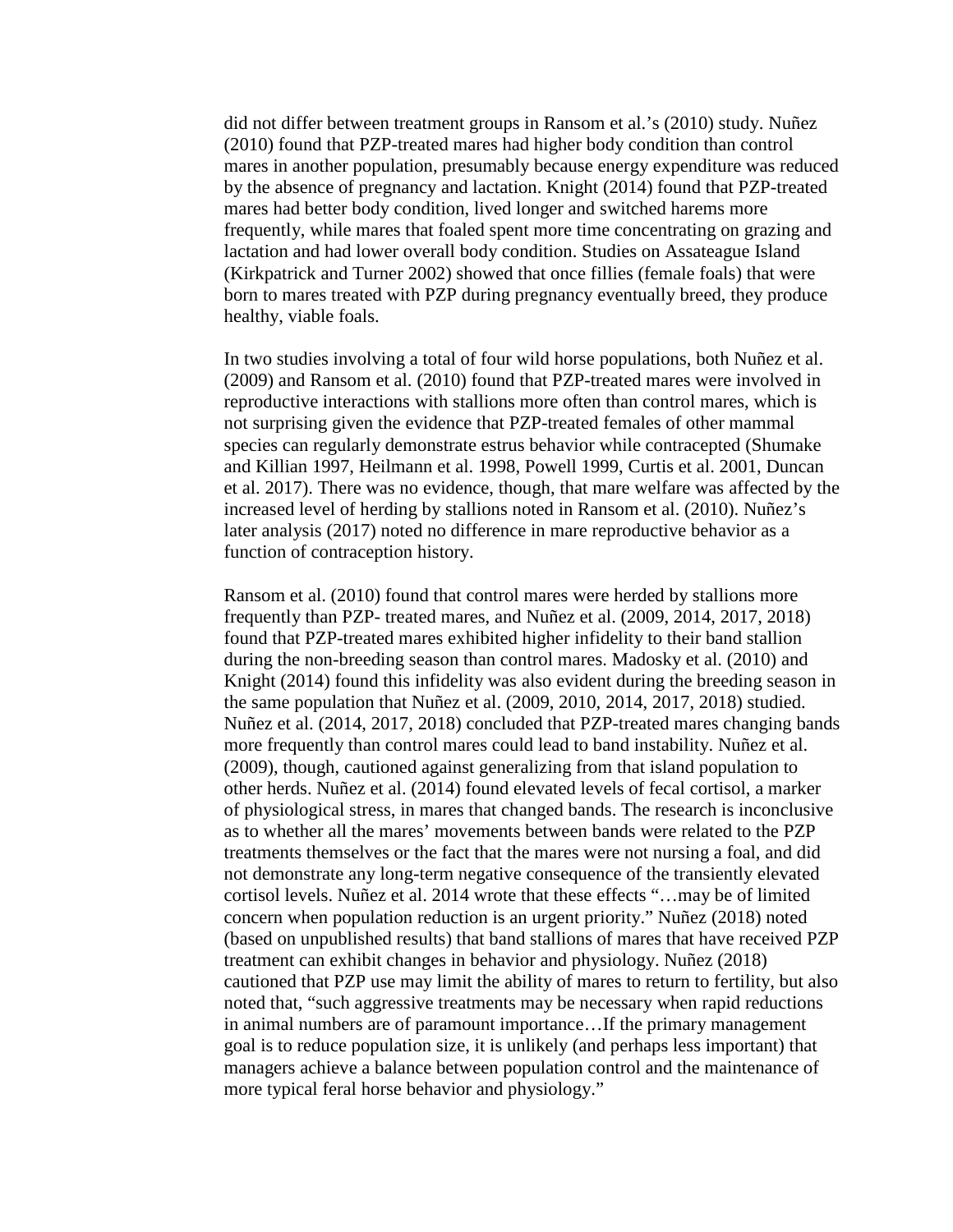did not differ between treatment groups in Ransom et al.'s (2010) study. Nuñez (2010) found that PZP-treated mares had higher body condition than control mares in another population, presumably because energy expenditure was reduced by the absence of pregnancy and lactation. Knight (2014) found that PZP-treated mares had better body condition, lived longer and switched harems more frequently, while mares that foaled spent more time concentrating on grazing and lactation and had lower overall body condition. Studies on Assateague Island (Kirkpatrick and Turner 2002) showed that once fillies (female foals) that were born to mares treated with PZP during pregnancy eventually breed, they produce healthy, viable foals.

In two studies involving a total of four wild horse populations, both Nuñez et al. (2009) and Ransom et al. (2010) found that PZP-treated mares were involved in reproductive interactions with stallions more often than control mares, which is not surprising given the evidence that PZP-treated females of other mammal species can regularly demonstrate estrus behavior while contracepted (Shumake and Killian 1997, Heilmann et al. 1998, Powell 1999, Curtis et al. 2001, Duncan et al. 2017). There was no evidence, though, that mare welfare was affected by the increased level of herding by stallions noted in Ransom et al. (2010). Nuñez's later analysis (2017) noted no difference in mare reproductive behavior as a function of contraception history.

Ransom et al. (2010) found that control mares were herded by stallions more frequently than PZP- treated mares, and Nuñez et al. (2009, 2014, 2017, 2018) found that PZP-treated mares exhibited higher infidelity to their band stallion during the non-breeding season than control mares. Madosky et al. (2010) and Knight (2014) found this infidelity was also evident during the breeding season in the same population that Nuñez et al. (2009, 2010, 2014, 2017, 2018) studied. Nuñez et al. (2014, 2017, 2018) concluded that PZP-treated mares changing bands more frequently than control mares could lead to band instability. Nuñez et al. (2009), though, cautioned against generalizing from that island population to other herds. Nuñez et al. (2014) found elevated levels of fecal cortisol, a marker of physiological stress, in mares that changed bands. The research is inconclusive as to whether all the mares' movements between bands were related to the PZP treatments themselves or the fact that the mares were not nursing a foal, and did not demonstrate any long-term negative consequence of the transiently elevated cortisol levels. Nuñez et al. 2014 wrote that these effects "…may be of limited concern when population reduction is an urgent priority." Nuñez (2018) noted (based on unpublished results) that band stallions of mares that have received PZP treatment can exhibit changes in behavior and physiology. Nuñez (2018) cautioned that PZP use may limit the ability of mares to return to fertility, but also noted that, "such aggressive treatments may be necessary when rapid reductions in animal numbers are of paramount importance…If the primary management goal is to reduce population size, it is unlikely (and perhaps less important) that managers achieve a balance between population control and the maintenance of more typical feral horse behavior and physiology."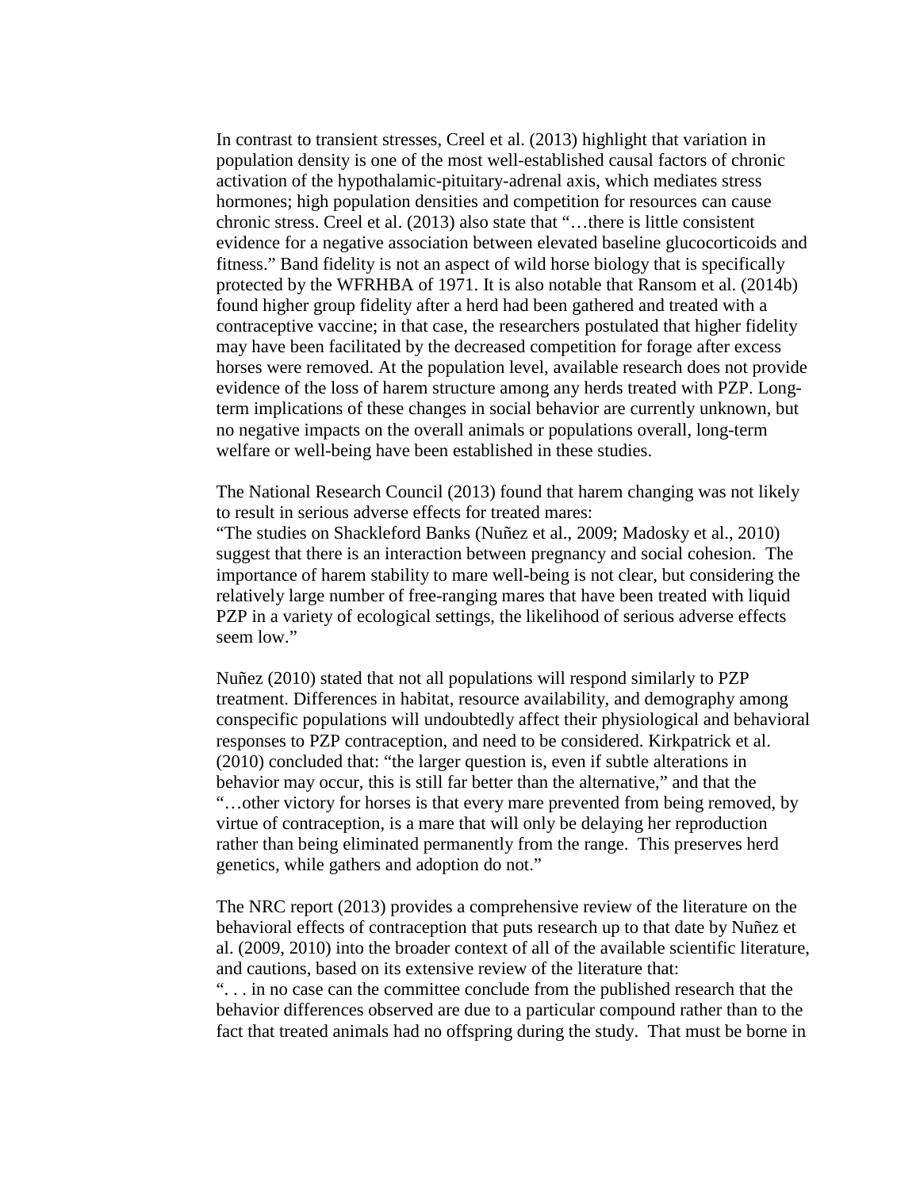In contrast to transient stresses, Creel et al. (2013) highlight that variation in population density is one of the most well-established causal factors of chronic activation of the hypothalamic-pituitary-adrenal axis, which mediates stress hormones; high population densities and competition for resources can cause chronic stress. Creel et al. (2013) also state that "…there is little consistent evidence for a negative association between elevated baseline glucocorticoids and fitness." Band fidelity is not an aspect of wild horse biology that is specifically protected by the WFRHBA of 1971. It is also notable that Ransom et al. (2014b) found higher group fidelity after a herd had been gathered and treated with a contraceptive vaccine; in that case, the researchers postulated that higher fidelity may have been facilitated by the decreased competition for forage after excess horses were removed. At the population level, available research does not provide evidence of the loss of harem structure among any herds treated with PZP. Long-term implications of these changes in social behavior are currently unknown, but no negative impacts on the overall animals or populations overall, long-term welfare or well-being have been established in these studies.

The National Research Council (2013) found that harem changing was not likely to result in serious adverse effects for treated mares:
"The studies on Shackleford Banks (Nuñez et al., 2009; Madosky et al., 2010) suggest that there is an interaction between pregnancy and social cohesion. The importance of harem stability to mare well-being is not clear, but considering the relatively large number of free-ranging mares that have been treated with liquid PZP in a variety of ecological settings, the likelihood of serious adverse effects seem low."

Nuñez (2010) stated that not all populations will respond similarly to PZP treatment. Differences in habitat, resource availability, and demography among conspecific populations will undoubtedly affect their physiological and behavioral responses to PZP contraception, and need to be considered. Kirkpatrick et al. (2010) concluded that: "the larger question is, even if subtle alterations in behavior may occur, this is still far better than the alternative," and that the "…other victory for horses is that every mare prevented from being removed, by virtue of contraception, is a mare that will only be delaying her reproduction rather than being eliminated permanently from the range. This preserves herd genetics, while gathers and adoption do not."

The NRC report (2013) provides a comprehensive review of the literature on the behavioral effects of contraception that puts research up to that date by Nuñez et al. (2009, 2010) into the broader context of all of the available scientific literature, and cautions, based on its extensive review of the literature that:
". . . in no case can the committee conclude from the published research that the behavior differences observed are due to a particular compound rather than to the fact that treated animals had no offspring during the study. That must be borne in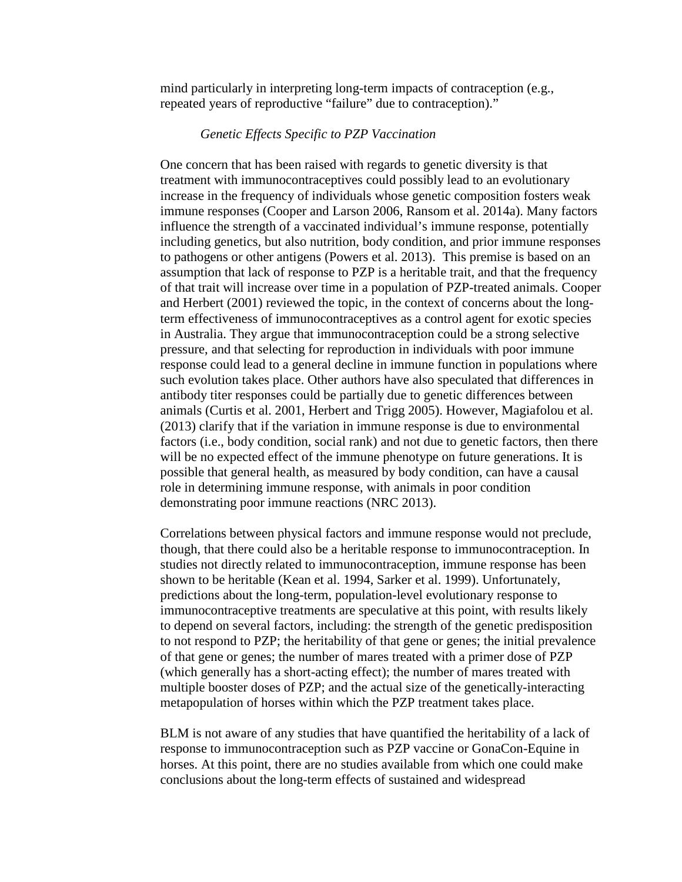mind particularly in interpreting long-term impacts of contraception (e.g., repeated years of reproductive "failure" due to contraception)."

*Genetic Effects Specific to PZP Vaccination*

One concern that has been raised with regards to genetic diversity is that treatment with immunocontraceptives could possibly lead to an evolutionary increase in the frequency of individuals whose genetic composition fosters weak immune responses (Cooper and Larson 2006, Ransom et al. 2014a). Many factors influence the strength of a vaccinated individual's immune response, potentially including genetics, but also nutrition, body condition, and prior immune responses to pathogens or other antigens (Powers et al. 2013). This premise is based on an assumption that lack of response to PZP is a heritable trait, and that the frequency of that trait will increase over time in a population of PZP-treated animals. Cooper and Herbert (2001) reviewed the topic, in the context of concerns about the long-term effectiveness of immunocontraceptives as a control agent for exotic species in Australia. They argue that immunocontraception could be a strong selective pressure, and that selecting for reproduction in individuals with poor immune response could lead to a general decline in immune function in populations where such evolution takes place. Other authors have also speculated that differences in antibody titer responses could be partially due to genetic differences between animals (Curtis et al. 2001, Herbert and Trigg 2005). However, Magiafolou et al. (2013) clarify that if the variation in immune response is due to environmental factors (i.e., body condition, social rank) and not due to genetic factors, then there will be no expected effect of the immune phenotype on future generations. It is possible that general health, as measured by body condition, can have a causal role in determining immune response, with animals in poor condition demonstrating poor immune reactions (NRC 2013).

Correlations between physical factors and immune response would not preclude, though, that there could also be a heritable response to immunocontraception. In studies not directly related to immunocontraception, immune response has been shown to be heritable (Kean et al. 1994, Sarker et al. 1999). Unfortunately, predictions about the long-term, population-level evolutionary response to immunocontraceptive treatments are speculative at this point, with results likely to depend on several factors, including: the strength of the genetic predisposition to not respond to PZP; the heritability of that gene or genes; the initial prevalence of that gene or genes; the number of mares treated with a primer dose of PZP (which generally has a short-acting effect); the number of mares treated with multiple booster doses of PZP; and the actual size of the genetically-interacting metapopulation of horses within which the PZP treatment takes place.

BLM is not aware of any studies that have quantified the heritability of a lack of response to immunocontraception such as PZP vaccine or GonaCon-Equine in horses. At this point, there are no studies available from which one could make conclusions about the long-term effects of sustained and widespread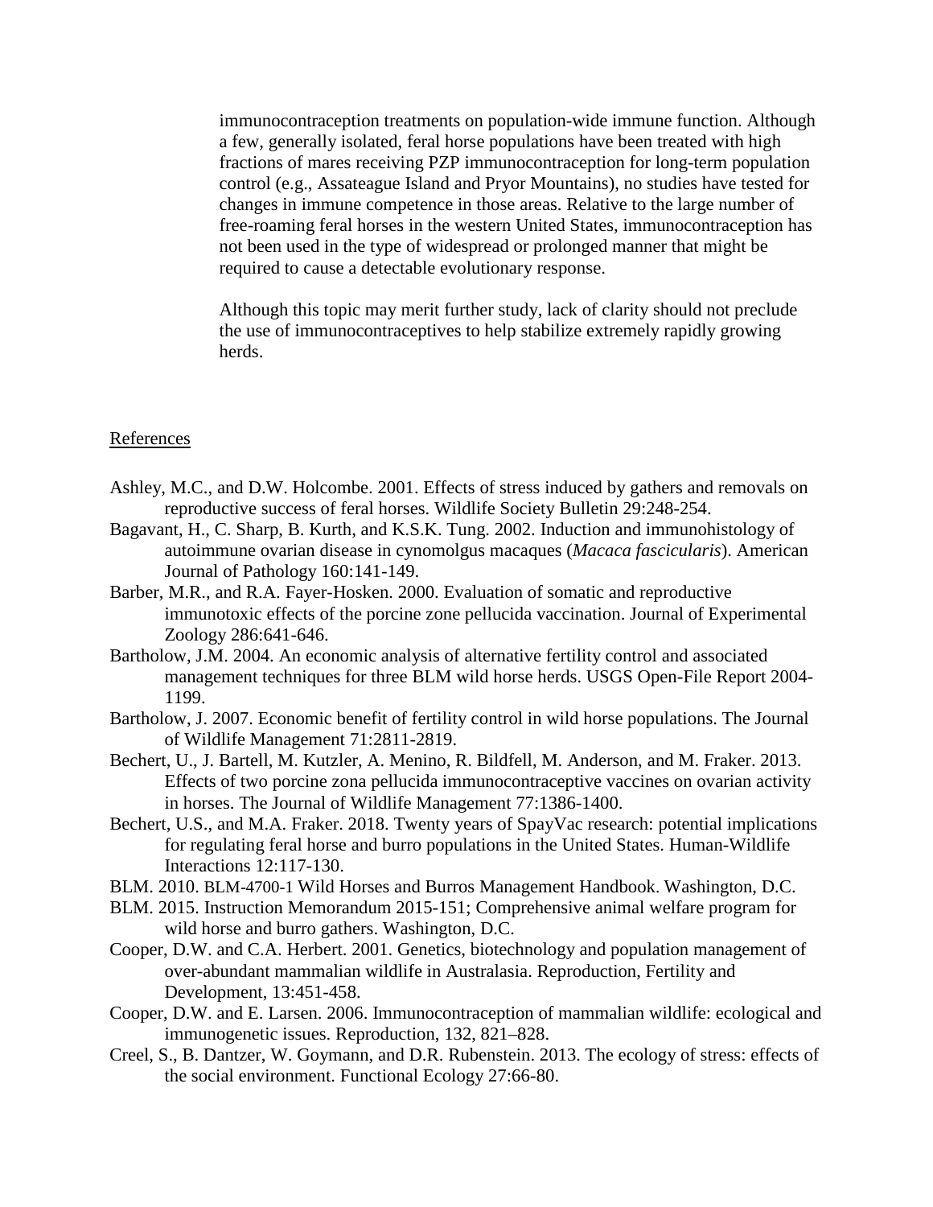immunocontraception treatments on population-wide immune function. Although a few, generally isolated, feral horse populations have been treated with high fractions of mares receiving PZP immunocontraception for long-term population control (e.g., Assateague Island and Pryor Mountains), no studies have tested for changes in immune competence in those areas. Relative to the large number of free-roaming feral horses in the western United States, immunocontraception has not been used in the type of widespread or prolonged manner that might be required to cause a detectable evolutionary response.

Although this topic may merit further study, lack of clarity should not preclude the use of immunocontraceptives to help stabilize extremely rapidly growing herds.

## References

Ashley, M.C., and D.W. Holcombe. 2001. Effects of stress induced by gathers and removals on reproductive success of feral horses. Wildlife Society Bulletin 29:248-254.

Bagavant, H., C. Sharp, B. Kurth, and K.S.K. Tung. 2002. Induction and immunohistology of autoimmune ovarian disease in cynomolgus macaques (*Macaca fascicularis*). American Journal of Pathology 160:141-149.

Barber, M.R., and R.A. Fayer-Hosken. 2000. Evaluation of somatic and reproductive immunotoxic effects of the porcine zone pellucida vaccination. Journal of Experimental Zoology 286:641-646.

Bartholow, J.M. 2004. An economic analysis of alternative fertility control and associated management techniques for three BLM wild horse herds. USGS Open-File Report 2004-1199.

Bartholow, J. 2007. Economic benefit of fertility control in wild horse populations. The Journal of Wildlife Management 71:2811-2819.

Bechert, U., J. Bartell, M. Kutzler, A. Menino, R. Bildfell, M. Anderson, and M. Fraker. 2013. Effects of two porcine zona pellucida immunocontraceptive vaccines on ovarian activity in horses. The Journal of Wildlife Management 77:1386-1400.

Bechert, U.S., and M.A. Fraker. 2018. Twenty years of SpayVac research: potential implications for regulating feral horse and burro populations in the United States. Human-Wildlife Interactions 12:117-130.

BLM. 2010. BLM-4700-1 Wild Horses and Burros Management Handbook. Washington, D.C.

BLM. 2015. Instruction Memorandum 2015-151; Comprehensive animal welfare program for wild horse and burro gathers. Washington, D.C.

Cooper, D.W. and C.A. Herbert. 2001. Genetics, biotechnology and population management of over-abundant mammalian wildlife in Australasia. Reproduction, Fertility and Development, 13:451-458.

Cooper, D.W. and E. Larsen. 2006. Immunocontraception of mammalian wildlife: ecological and immunogenetic issues. Reproduction, 132, 821–828.

Creel, S., B. Dantzer, W. Goymann, and D.R. Rubenstein. 2013. The ecology of stress: effects of the social environment. Functional Ecology 27:66-80.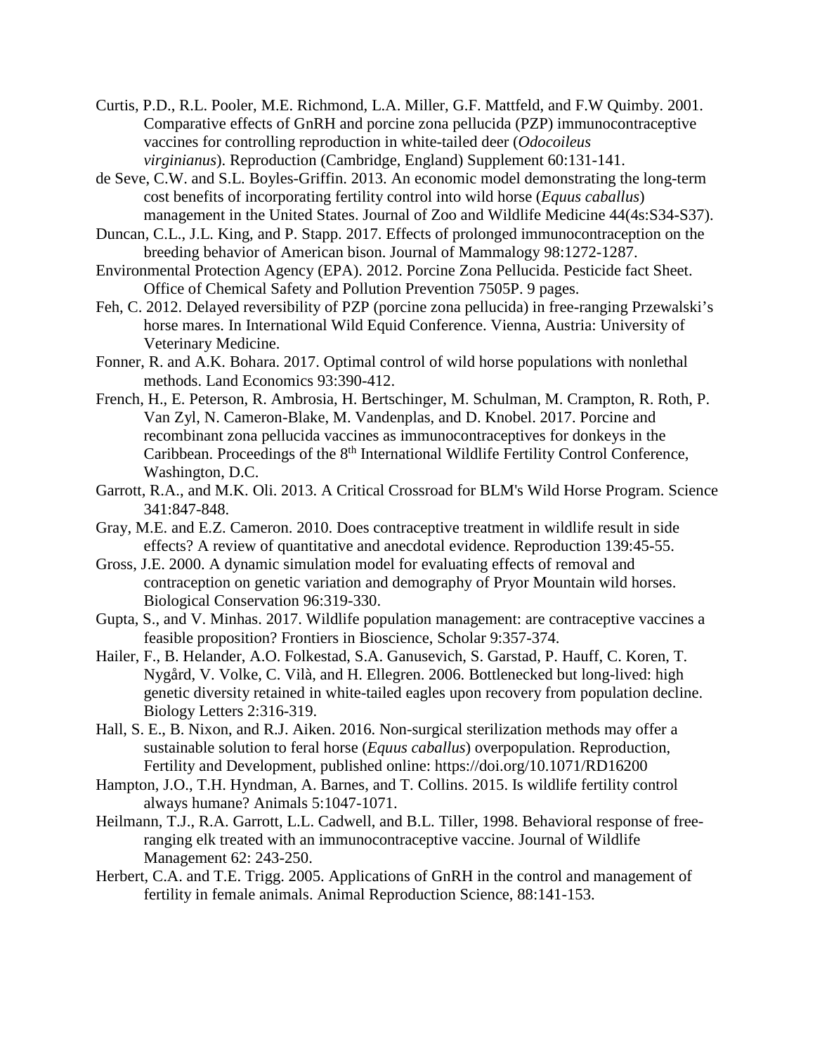Curtis, P.D., R.L. Pooler, M.E. Richmond, L.A. Miller, G.F. Mattfeld, and F.W Quimby. 2001. Comparative effects of GnRH and porcine zona pellucida (PZP) immunocontraceptive vaccines for controlling reproduction in white-tailed deer (*Odocoileus virginianus*). Reproduction (Cambridge, England) Supplement 60:131-141.

de Seve, C.W. and S.L. Boyles-Griffin. 2013. An economic model demonstrating the long-term cost benefits of incorporating fertility control into wild horse (*Equus caballus*) management in the United States. Journal of Zoo and Wildlife Medicine 44(4s:S34-S37).

Duncan, C.L., J.L. King, and P. Stapp. 2017. Effects of prolonged immunocontraception on the breeding behavior of American bison. Journal of Mammalogy 98:1272-1287.

Environmental Protection Agency (EPA). 2012. Porcine Zona Pellucida. Pesticide fact Sheet. Office of Chemical Safety and Pollution Prevention 7505P. 9 pages.

Feh, C. 2012. Delayed reversibility of PZP (porcine zona pellucida) in free-ranging Przewalski's horse mares. In International Wild Equid Conference. Vienna, Austria: University of Veterinary Medicine.

Fonner, R. and A.K. Bohara. 2017. Optimal control of wild horse populations with nonlethal methods. Land Economics 93:390-412.

French, H., E. Peterson, R. Ambrosia, H. Bertschinger, M. Schulman, M. Crampton, R. Roth, P. Van Zyl, N. Cameron-Blake, M. Vandenplas, and D. Knobel. 2017. Porcine and recombinant zona pellucida vaccines as immunocontraceptives for donkeys in the Caribbean. Proceedings of the 8th International Wildlife Fertility Control Conference, Washington, D.C.

Garrott, R.A., and M.K. Oli. 2013. A Critical Crossroad for BLM's Wild Horse Program. Science 341:847-848.

Gray, M.E. and E.Z. Cameron. 2010. Does contraceptive treatment in wildlife result in side effects? A review of quantitative and anecdotal evidence. Reproduction 139:45-55.

Gross, J.E. 2000. A dynamic simulation model for evaluating effects of removal and contraception on genetic variation and demography of Pryor Mountain wild horses. Biological Conservation 96:319-330.

Gupta, S., and V. Minhas. 2017. Wildlife population management: are contraceptive vaccines a feasible proposition? Frontiers in Bioscience, Scholar 9:357-374.

Hailer, F., B. Helander, A.O. Folkestad, S.A. Ganusevich, S. Garstad, P. Hauff, C. Koren, T. Nygård, V. Volke, C. Vilà, and H. Ellegren. 2006. Bottlenecked but long-lived: high genetic diversity retained in white-tailed eagles upon recovery from population decline. Biology Letters 2:316-319.

Hall, S. E., B. Nixon, and R.J. Aiken. 2016. Non-surgical sterilization methods may offer a sustainable solution to feral horse (*Equus caballus*) overpopulation. Reproduction, Fertility and Development, published online: https://doi.org/10.1071/RD16200

Hampton, J.O., T.H. Hyndman, A. Barnes, and T. Collins. 2015. Is wildlife fertility control always humane? Animals 5:1047-1071.

Heilmann, T.J., R.A. Garrott, L.L. Cadwell, and B.L. Tiller, 1998. Behavioral response of free-ranging elk treated with an immunocontraceptive vaccine. Journal of Wildlife Management 62: 243-250.

Herbert, C.A. and T.E. Trigg. 2005. Applications of GnRH in the control and management of fertility in female animals. Animal Reproduction Science, 88:141-153.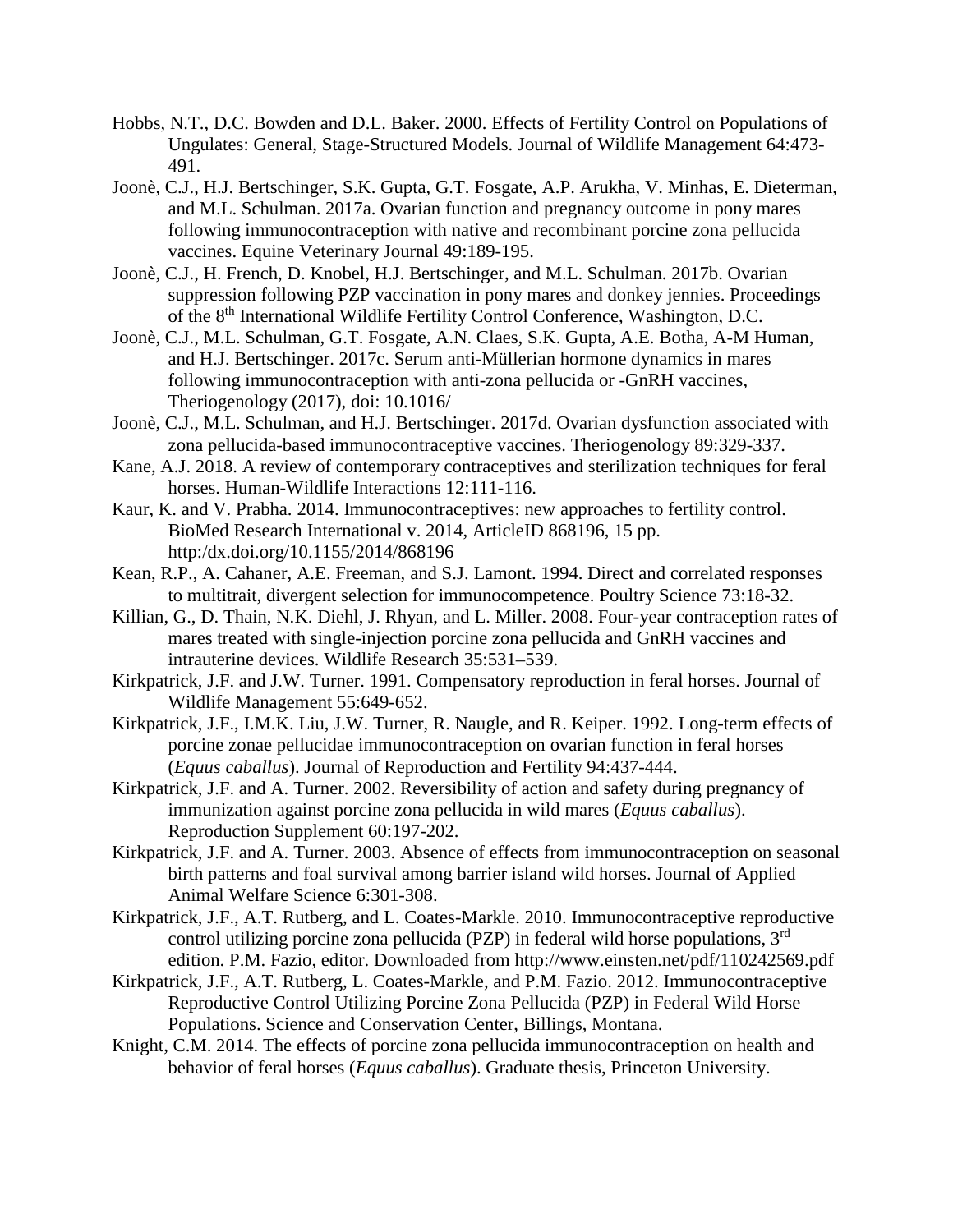Hobbs, N.T., D.C. Bowden and D.L. Baker. 2000. Effects of Fertility Control on Populations of Ungulates: General, Stage-Structured Models. Journal of Wildlife Management 64:473-491.

Joonè, C.J., H.J. Bertschinger, S.K. Gupta, G.T. Fosgate, A.P. Arukha, V. Minhas, E. Dieterman, and M.L. Schulman. 2017a. Ovarian function and pregnancy outcome in pony mares following immunocontraception with native and recombinant porcine zona pellucida vaccines. Equine Veterinary Journal 49:189-195.

Joonè, C.J., H. French, D. Knobel, H.J. Bertschinger, and M.L. Schulman. 2017b. Ovarian suppression following PZP vaccination in pony mares and donkey jennies. Proceedings of the 8th International Wildlife Fertility Control Conference, Washington, D.C.

Joonè, C.J., M.L. Schulman, G.T. Fosgate, A.N. Claes, S.K. Gupta, A.E. Botha, A-M Human, and H.J. Bertschinger. 2017c. Serum anti-Müllerian hormone dynamics in mares following immunocontraception with anti-zona pellucida or -GnRH vaccines, Theriogenology (2017), doi: 10.1016/

Joonè, C.J., M.L. Schulman, and H.J. Bertschinger. 2017d. Ovarian dysfunction associated with zona pellucida-based immunocontraceptive vaccines. Theriogenology 89:329-337.

Kane, A.J. 2018. A review of contemporary contraceptives and sterilization techniques for feral horses. Human-Wildlife Interactions 12:111-116.

Kaur, K. and V. Prabha. 2014. Immunocontraceptives: new approaches to fertility control. BioMed Research International v. 2014, ArticleID 868196, 15 pp. http:/dx.doi.org/10.1155/2014/868196

Kean, R.P., A. Cahaner, A.E. Freeman, and S.J. Lamont. 1994. Direct and correlated responses to multitrait, divergent selection for immunocompetence. Poultry Science 73:18-32.

Killian, G., D. Thain, N.K. Diehl, J. Rhyan, and L. Miller. 2008. Four-year contraception rates of mares treated with single-injection porcine zona pellucida and GnRH vaccines and intrauterine devices. Wildlife Research 35:531–539.

Kirkpatrick, J.F. and J.W. Turner. 1991. Compensatory reproduction in feral horses. Journal of Wildlife Management 55:649-652.

Kirkpatrick, J.F., I.M.K. Liu, J.W. Turner, R. Naugle, and R. Keiper. 1992. Long-term effects of porcine zonae pellucidae immunocontraception on ovarian function in feral horses (*Equus caballus*). Journal of Reproduction and Fertility 94:437-444.

Kirkpatrick, J.F. and A. Turner. 2002. Reversibility of action and safety during pregnancy of immunization against porcine zona pellucida in wild mares (*Equus caballus*). Reproduction Supplement 60:197-202.

Kirkpatrick, J.F. and A. Turner. 2003. Absence of effects from immunocontraception on seasonal birth patterns and foal survival among barrier island wild horses. Journal of Applied Animal Welfare Science 6:301-308.

Kirkpatrick, J.F., A.T. Rutberg, and L. Coates-Markle. 2010. Immunocontraceptive reproductive control utilizing porcine zona pellucida (PZP) in federal wild horse populations, 3rd edition. P.M. Fazio, editor. Downloaded from http://www.einsten.net/pdf/110242569.pdf

Kirkpatrick, J.F., A.T. Rutberg, L. Coates-Markle, and P.M. Fazio. 2012. Immunocontraceptive Reproductive Control Utilizing Porcine Zona Pellucida (PZP) in Federal Wild Horse Populations. Science and Conservation Center, Billings, Montana.

Knight, C.M. 2014. The effects of porcine zona pellucida immunocontraception on health and behavior of feral horses (*Equus caballus*). Graduate thesis, Princeton University.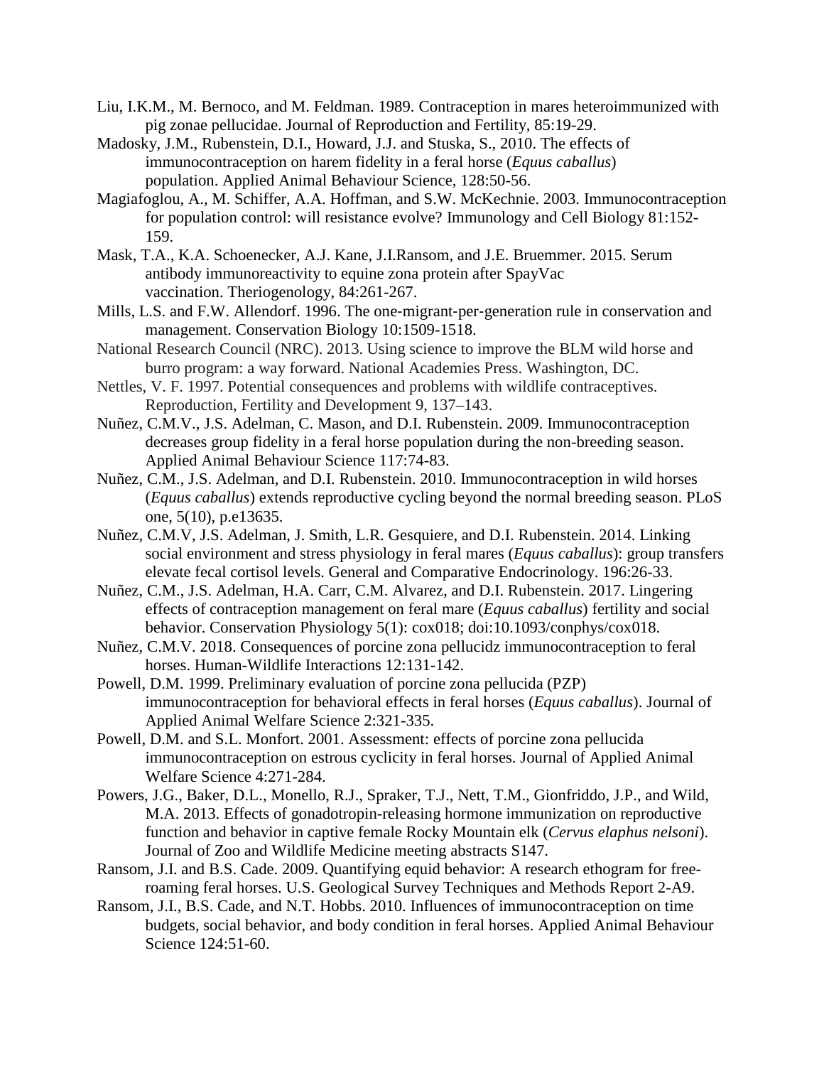Liu, I.K.M., M. Bernoco, and M. Feldman. 1989. Contraception in mares heteroimmunized with pig zonae pellucidae. Journal of Reproduction and Fertility, 85:19-29.

Madosky, J.M., Rubenstein, D.I., Howard, J.J. and Stuska, S., 2010. The effects of immunocontraception on harem fidelity in a feral horse (*Equus caballus*) population. Applied Animal Behaviour Science, 128:50-56.

Magiafoglou, A., M. Schiffer, A.A. Hoffman, and S.W. McKechnie. 2003. Immunocontraception for population control: will resistance evolve? Immunology and Cell Biology 81:152-159.

Mask, T.A., K.A. Schoenecker, A.J. Kane, J.I.Ransom, and J.E. Bruemmer. 2015. Serum antibody immunoreactivity to equine zona protein after SpayVac vaccination. Theriogenology, 84:261-267.

Mills, L.S. and F.W. Allendorf. 1996. The one-migrant-per-generation rule in conservation and management. Conservation Biology 10:1509-1518.

National Research Council (NRC). 2013. Using science to improve the BLM wild horse and burro program: a way forward. National Academies Press. Washington, DC.

Nettles, V. F. 1997. Potential consequences and problems with wildlife contraceptives. Reproduction, Fertility and Development 9, 137–143.

Nuñez, C.M.V., J.S. Adelman, C. Mason, and D.I. Rubenstein. 2009. Immunocontraception decreases group fidelity in a feral horse population during the non-breeding season. Applied Animal Behaviour Science 117:74-83.

Nuñez, C.M., J.S. Adelman, and D.I. Rubenstein. 2010. Immunocontraception in wild horses (*Equus caballus*) extends reproductive cycling beyond the normal breeding season. PLoS one, 5(10), p.e13635.

Nuñez, C.M.V, J.S. Adelman, J. Smith, L.R. Gesquiere, and D.I. Rubenstein. 2014. Linking social environment and stress physiology in feral mares (*Equus caballus*): group transfers elevate fecal cortisol levels. General and Comparative Endocrinology. 196:26-33.

Nuñez, C.M., J.S. Adelman, H.A. Carr, C.M. Alvarez, and D.I. Rubenstein. 2017. Lingering effects of contraception management on feral mare (*Equus caballus*) fertility and social behavior. Conservation Physiology 5(1): cox018; doi:10.1093/conphys/cox018.

Nuñez, C.M.V. 2018. Consequences of porcine zona pellucidz immunocontraception to feral horses. Human-Wildlife Interactions 12:131-142.

Powell, D.M. 1999. Preliminary evaluation of porcine zona pellucida (PZP) immunocontraception for behavioral effects in feral horses (*Equus caballus*). Journal of Applied Animal Welfare Science 2:321-335.

Powell, D.M. and S.L. Monfort. 2001. Assessment: effects of porcine zona pellucida immunocontraception on estrous cyclicity in feral horses. Journal of Applied Animal Welfare Science 4:271-284.

Powers, J.G., Baker, D.L., Monello, R.J., Spraker, T.J., Nett, T.M., Gionfriddo, J.P., and Wild, M.A. 2013. Effects of gonadotropin-releasing hormone immunization on reproductive function and behavior in captive female Rocky Mountain elk (*Cervus elaphus nelsoni*). Journal of Zoo and Wildlife Medicine meeting abstracts S147.

Ransom, J.I. and B.S. Cade. 2009. Quantifying equid behavior: A research ethogram for free-roaming feral horses. U.S. Geological Survey Techniques and Methods Report 2-A9.

Ransom, J.I., B.S. Cade, and N.T. Hobbs. 2010. Influences of immunocontraception on time budgets, social behavior, and body condition in feral horses. Applied Animal Behaviour Science 124:51-60.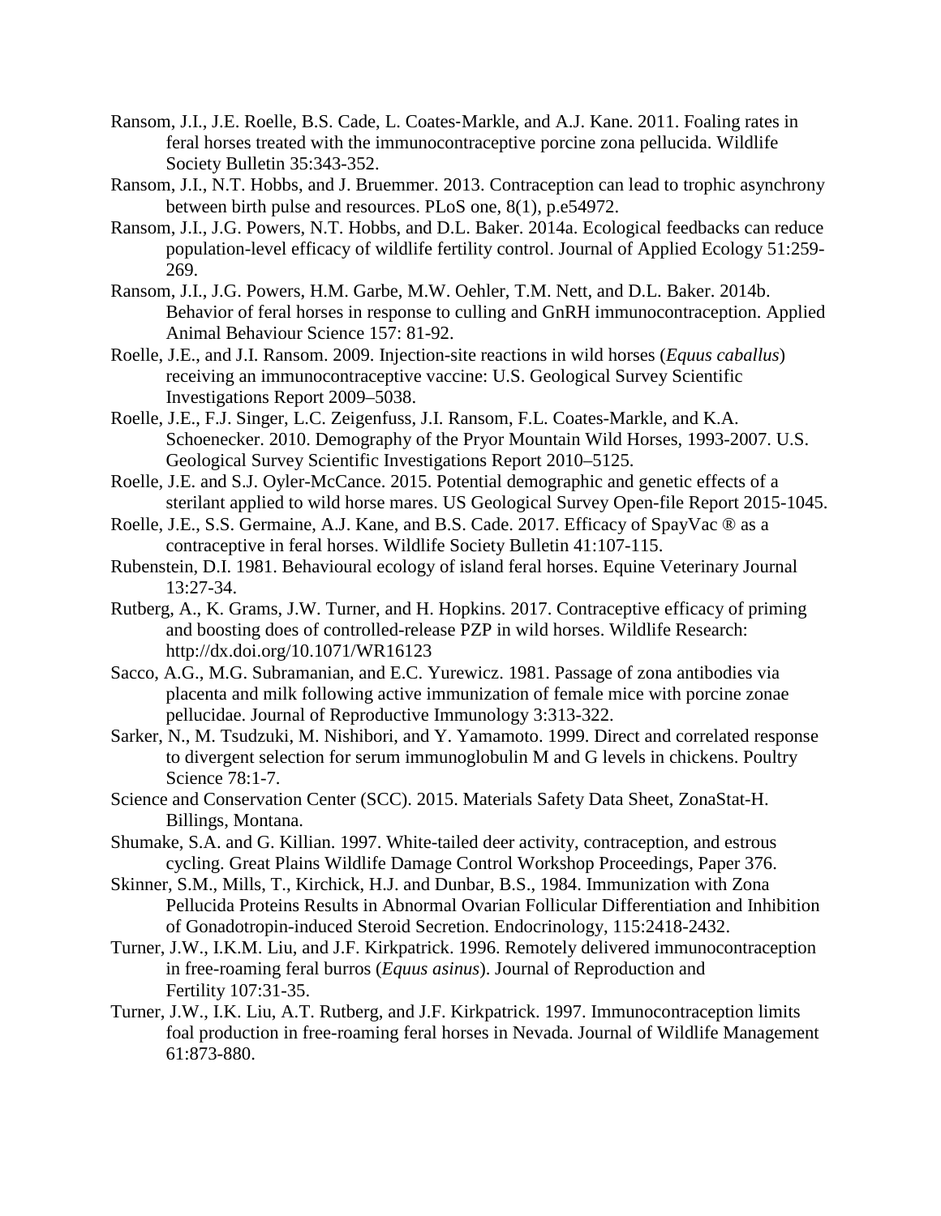Ransom, J.I., J.E. Roelle, B.S. Cade, L. Coates-Markle, and A.J. Kane. 2011. Foaling rates in feral horses treated with the immunocontraceptive porcine zona pellucida. Wildlife Society Bulletin 35:343-352.

Ransom, J.I., N.T. Hobbs, and J. Bruemmer. 2013. Contraception can lead to trophic asynchrony between birth pulse and resources. PLoS one, 8(1), p.e54972.

Ransom, J.I., J.G. Powers, N.T. Hobbs, and D.L. Baker. 2014a. Ecological feedbacks can reduce population-level efficacy of wildlife fertility control. Journal of Applied Ecology 51:259-269.

Ransom, J.I., J.G. Powers, H.M. Garbe, M.W. Oehler, T.M. Nett, and D.L. Baker. 2014b. Behavior of feral horses in response to culling and GnRH immunocontraception. Applied Animal Behaviour Science 157: 81-92.

Roelle, J.E., and J.I. Ransom. 2009. Injection-site reactions in wild horses (*Equus caballus*) receiving an immunocontraceptive vaccine: U.S. Geological Survey Scientific Investigations Report 2009–5038.

Roelle, J.E., F.J. Singer, L.C. Zeigenfuss, J.I. Ransom, F.L. Coates-Markle, and K.A. Schoenecker. 2010. Demography of the Pryor Mountain Wild Horses, 1993-2007. U.S. Geological Survey Scientific Investigations Report 2010–5125.

Roelle, J.E. and S.J. Oyler-McCance. 2015. Potential demographic and genetic effects of a sterilant applied to wild horse mares. US Geological Survey Open-file Report 2015-1045.

Roelle, J.E., S.S. Germaine, A.J. Kane, and B.S. Cade. 2017. Efficacy of SpayVac ® as a contraceptive in feral horses. Wildlife Society Bulletin 41:107-115.

Rubenstein, D.I. 1981. Behavioural ecology of island feral horses. Equine Veterinary Journal 13:27-34.

Rutberg, A., K. Grams, J.W. Turner, and H. Hopkins. 2017. Contraceptive efficacy of priming and boosting does of controlled-release PZP in wild horses. Wildlife Research: http://dx.doi.org/10.1071/WR16123

Sacco, A.G., M.G. Subramanian, and E.C. Yurewicz. 1981. Passage of zona antibodies via placenta and milk following active immunization of female mice with porcine zonae pellucidae. Journal of Reproductive Immunology 3:313-322.

Sarker, N., M. Tsudzuki, M. Nishibori, and Y. Yamamoto. 1999. Direct and correlated response to divergent selection for serum immunoglobulin M and G levels in chickens. Poultry Science 78:1-7.

Science and Conservation Center (SCC). 2015. Materials Safety Data Sheet, ZonaStat-H. Billings, Montana.

Shumake, S.A. and G. Killian. 1997. White-tailed deer activity, contraception, and estrous cycling. Great Plains Wildlife Damage Control Workshop Proceedings, Paper 376.

Skinner, S.M., Mills, T., Kirchick, H.J. and Dunbar, B.S., 1984. Immunization with Zona Pellucida Proteins Results in Abnormal Ovarian Follicular Differentiation and Inhibition of Gonadotropin-induced Steroid Secretion. Endocrinology, 115:2418-2432.

Turner, J.W., I.K.M. Liu, and J.F. Kirkpatrick. 1996. Remotely delivered immunocontraception in free-roaming feral burros (*Equus asinus*). Journal of Reproduction and Fertility 107:31-35.

Turner, J.W., I.K. Liu, A.T. Rutberg, and J.F. Kirkpatrick. 1997. Immunocontraception limits foal production in free-roaming feral horses in Nevada. Journal of Wildlife Management 61:873-880.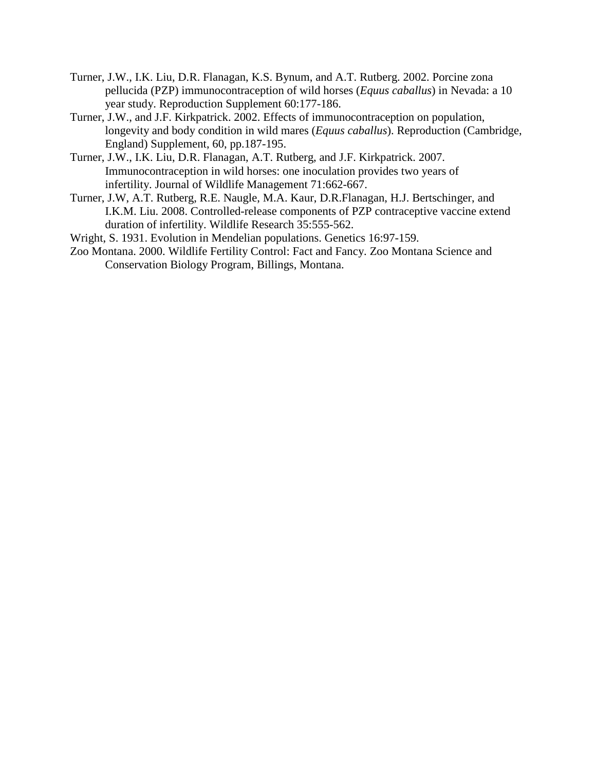Turner, J.W., I.K. Liu, D.R. Flanagan, K.S. Bynum, and A.T. Rutberg. 2002. Porcine zona pellucida (PZP) immunocontraception of wild horses (*Equus caballus*) in Nevada: a 10 year study. Reproduction Supplement 60:177-186.

Turner, J.W., and J.F. Kirkpatrick. 2002. Effects of immunocontraception on population, longevity and body condition in wild mares (*Equus caballus*). Reproduction (Cambridge, England) Supplement, 60, pp.187-195.

Turner, J.W., I.K. Liu, D.R. Flanagan, A.T. Rutberg, and J.F. Kirkpatrick. 2007. Immunocontraception in wild horses: one inoculation provides two years of infertility. Journal of Wildlife Management 71:662-667.

Turner, J.W, A.T. Rutberg, R.E. Naugle, M.A. Kaur, D.R.Flanagan, H.J. Bertschinger, and I.K.M. Liu. 2008. Controlled-release components of PZP contraceptive vaccine extend duration of infertility. Wildlife Research 35:555-562.

Wright, S. 1931. Evolution in Mendelian populations. Genetics 16:97-159.

Zoo Montana. 2000. Wildlife Fertility Control: Fact and Fancy. Zoo Montana Science and Conservation Biology Program, Billings, Montana.